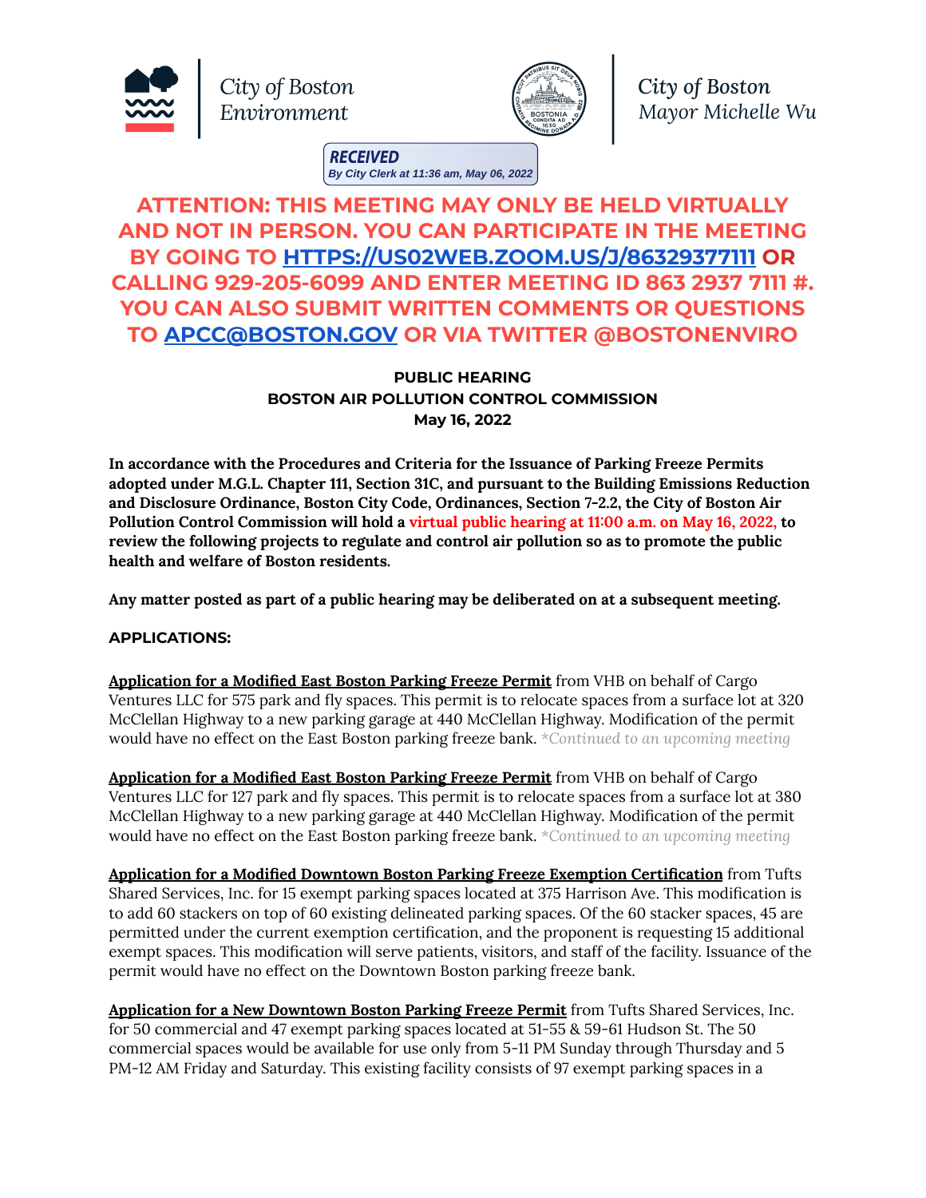City of Boston Environment

City of Boston Mayor Michelle Wu

RECEIVED
By City Clerk at 11:36 am, May 06, 2022

**ATTENTION: THIS MEETING MAY ONLY BE HELD VIRTUALLY AND NOT IN PERSON. YOU CAN PARTICIPATE IN THE MEETING BY GOING TO [HTTPS://US02WEB.ZOOM.US/J/86329377111](https://us02web.zoom.us/j/86329377111) OR CALLING 929-205-6099 AND ENTER MEETING ID 863 2937 7111 #. YOU CAN ALSO SUBMIT WRITTEN COMMENTS OR QUESTIONS TO [APCC@BOSTON.GOV](mailto:APCC@BOSTON.GOV) OR VIA TWITTER @BOSTONENVIRO**

**PUBLIC HEARING**
**BOSTON AIR POLLUTION CONTROL COMMISSION**
**May 16, 2022**

**In accordance with the Procedures and Criteria for the Issuance of Parking Freeze Permits adopted under M.G.L. Chapter 111, Section 31C, and pursuant to the Building Emissions Reduction and Disclosure Ordinance, Boston City Code, Ordinances, Section 7-2.2, the City of Boston Air Pollution Control Commission will hold a virtual public hearing at 11:00 a.m. on May 16, 2022, to review the following projects to regulate and control air pollution so as to promote the public health and welfare of Boston residents.**

**Any matter posted as part of a public hearing may be deliberated on at a subsequent meeting**.

**APPLICATIONS:**

**Application for a Modified East Boston Parking Freeze Permit** from VHB on behalf of Cargo Ventures LLC for 575 park and fly spaces. This permit is to relocate spaces from a surface lot at 320 McClellan Highway to a new parking garage at 440 McClellan Highway. Modification of the permit would have no effect on the East Boston parking freeze bank. *\*Continued to an upcoming meeting*

**Application for a Modified East Boston Parking Freeze Permit** from VHB on behalf of Cargo Ventures LLC for 127 park and fly spaces. This permit is to relocate spaces from a surface lot at 380 McClellan Highway to a new parking garage at 440 McClellan Highway. Modification of the permit would have no effect on the East Boston parking freeze bank. *\*Continued to an upcoming meeting*

**Application for a Modified Downtown Boston Parking Freeze Exemption Certification** from Tufts Shared Services, Inc. for 15 exempt parking spaces located at 375 Harrison Ave. This modification is to add 60 stackers on top of 60 existing delineated parking spaces. Of the 60 stacker spaces, 45 are permitted under the current exemption certification, and the proponent is requesting 15 additional exempt spaces. This modification will serve patients, visitors, and staff of the facility. Issuance of the permit would have no effect on the Downtown Boston parking freeze bank.

**Application for a New Downtown Boston Parking Freeze Permit** from Tufts Shared Services, Inc. for 50 commercial and 47 exempt parking spaces located at 51-55 & 59-61 Hudson St. The 50 commercial spaces would be available for use only from 5-11 PM Sunday through Thursday and 5 PM-12 AM Friday and Saturday. This existing facility consists of 97 exempt parking spaces in a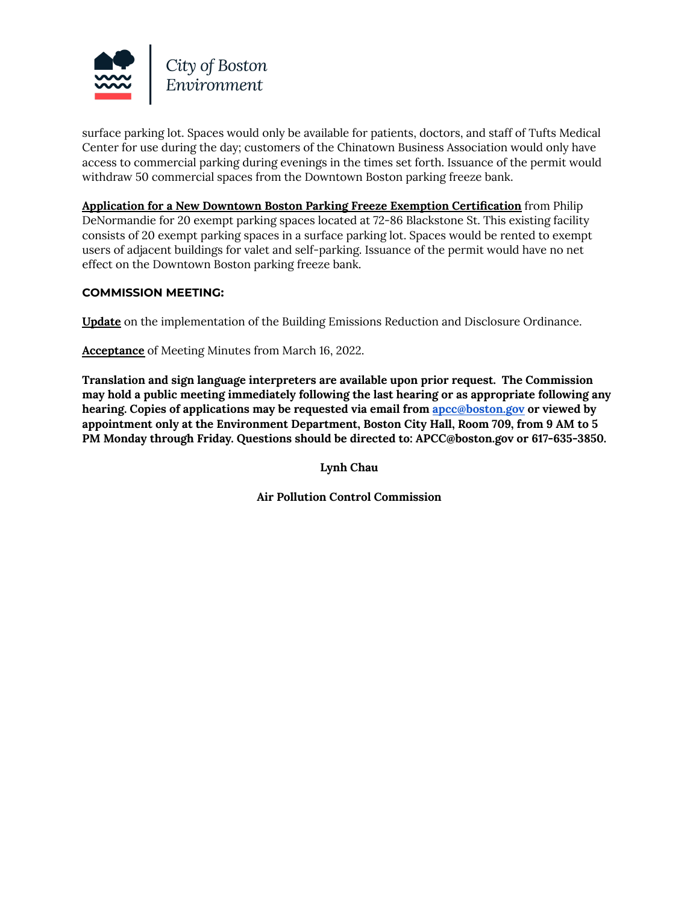surface parking lot. Spaces would only be available for patients, doctors, and staff of Tufts Medical Center for use during the day; customers of the Chinatown Business Association would only have access to commercial parking during evenings in the times set forth. Issuance of the permit would withdraw 50 commercial spaces from the Downtown Boston parking freeze bank.

**Application for a New Downtown Boston Parking Freeze Exemption Certification** from Philip DeNormandie for 20 exempt parking spaces located at 72-86 Blackstone St. This existing facility consists of 20 exempt parking spaces in a surface parking lot. Spaces would be rented to exempt users of adjacent buildings for valet and self-parking. Issuance of the permit would have no net effect on the Downtown Boston parking freeze bank.

**COMMISSION MEETING:**

**Update** on the implementation of the Building Emissions Reduction and Disclosure Ordinance.

**Acceptance** of Meeting Minutes from March 16, 2022.

**Translation and sign language interpreters are available upon prior request. The Commission may hold a public meeting immediately following the last hearing or as appropriate following any hearing. Copies of applications may be requested via email from apcc@boston.gov or viewed by appointment only at the Environment Department, Boston City Hall, Room 709, from 9 AM to 5 PM Monday through Friday. Questions should be directed to: APCC@boston.gov or 617-635-3850.**

**Lynh Chau**

**Air Pollution Control Commission**